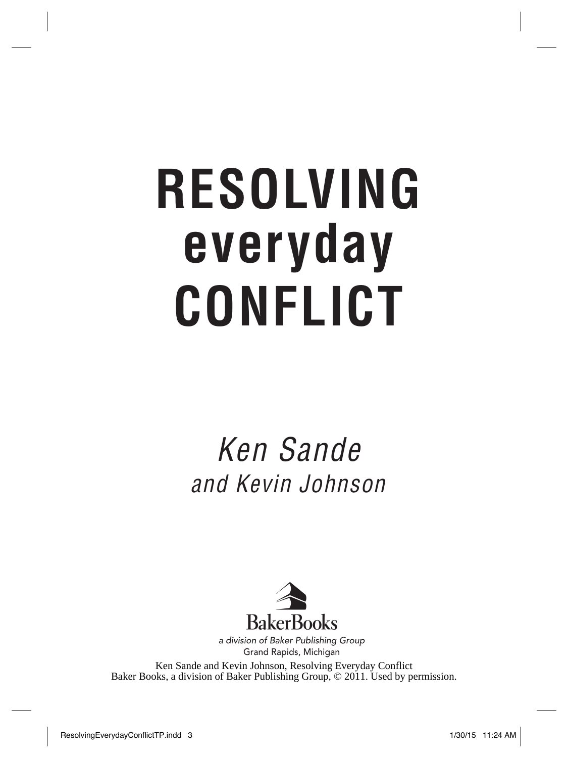# RESOLVING everyday CONFLICT

*Ken Sande*
*and Kevin Johnson*

BakerBooks
*a division of Baker Publishing Group*
Grand Rapids, Michigan

Ken Sande and Kevin Johnson, Resolving Everyday Conflict
Baker Books, a division of Baker Publishing Group, © 2011. Used by permission.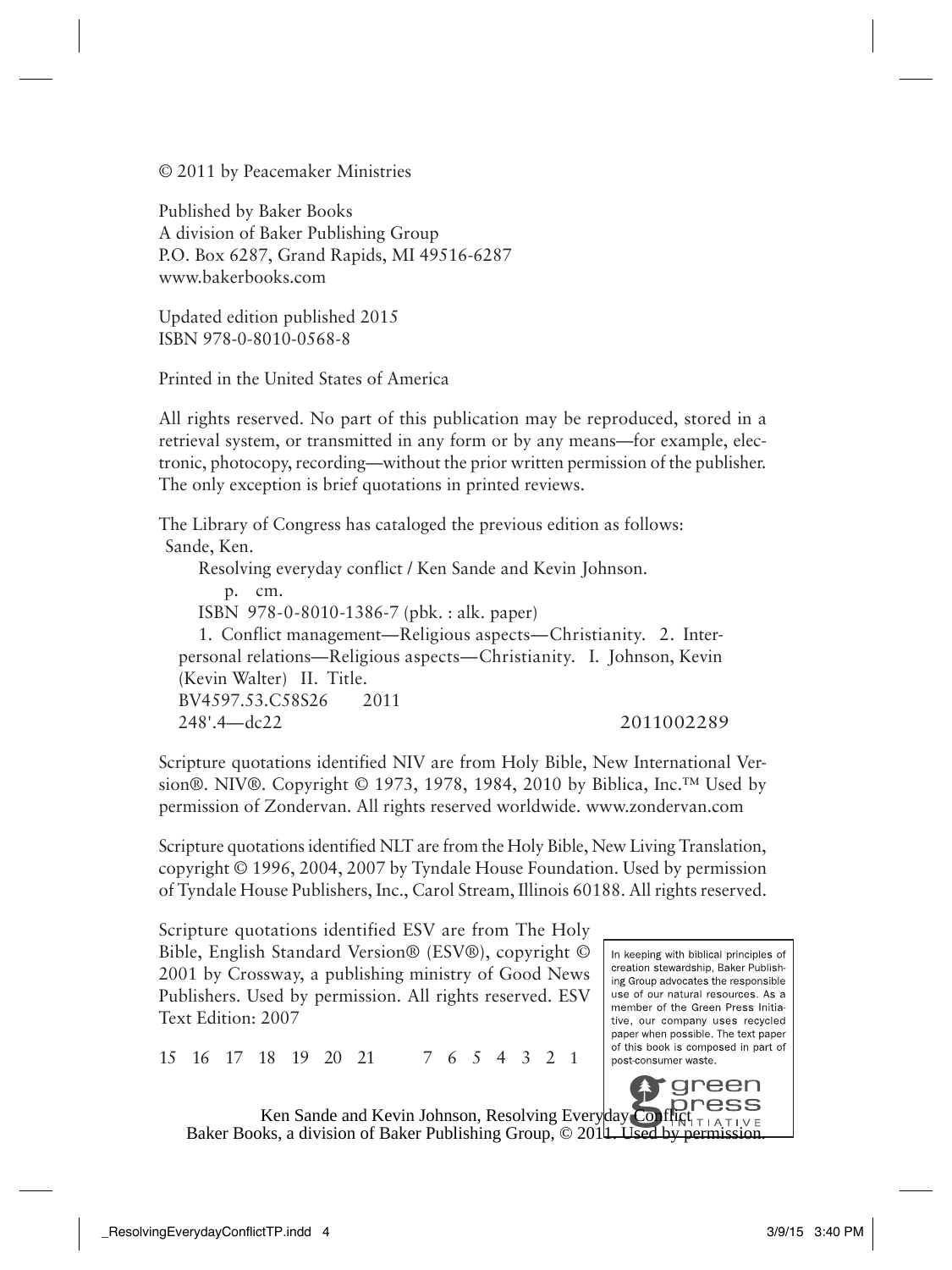© 2011 by Peacemaker Ministries

Published by Baker Books
A division of Baker Publishing Group
P.O. Box 6287, Grand Rapids, MI 49516-6287
www.bakerbooks.com

Updated edition published 2015
ISBN 978-0-8010-0568-8

Printed in the United States of America

All rights reserved. No part of this publication may be reproduced, stored in a retrieval system, or transmitted in any form or by any means—for example, electronic, photocopy, recording—without the prior written permission of the publisher. The only exception is brief quotations in printed reviews.

The Library of Congress has cataloged the previous edition as follows:
Sande, Ken.
Resolving everyday conflict / Ken Sande and Kevin Johnson.
p. cm.
ISBN 978-0-8010-1386-7 (pbk. : alk. paper)
1. Conflict management—Religious aspects—Christianity. 2. Interpersonal relations—Religious aspects—Christianity. I. Johnson, Kevin (Kevin Walter) II. Title.
BV4597.53.C58S26 2011
248'.4—dc22 2011002289

Scripture quotations identified NIV are from Holy Bible, New International Version®. NIV®. Copyright © 1973, 1978, 1984, 2010 by Biblica, Inc.™ Used by permission of Zondervan. All rights reserved worldwide. www.zondervan.com

Scripture quotations identified NLT are from the Holy Bible, New Living Translation, copyright © 1996, 2004, 2007 by Tyndale House Foundation. Used by permission of Tyndale House Publishers, Inc., Carol Stream, Illinois 60188. All rights reserved.

Scripture quotations identified ESV are from The Holy Bible, English Standard Version® (ESV®), copyright © 2001 by Crossway, a publishing ministry of Good News Publishers. Used by permission. All rights reserved. ESV Text Edition: 2007

In keeping with biblical principles of creation stewardship, Baker Publishing Group advocates the responsible use of our natural resources. As a member of the Green Press Initiative, our company uses recycled paper when possible. The text paper of this book is composed in part of post-consumer waste.

green press INITIATIVE

15 16 17 18 19 20 21 7 6 5 4 3 2 1

Ken Sande and Kevin Johnson, Resolving Everyday Conflict
Baker Books, a division of Baker Publishing Group, © 2011. Used by permission.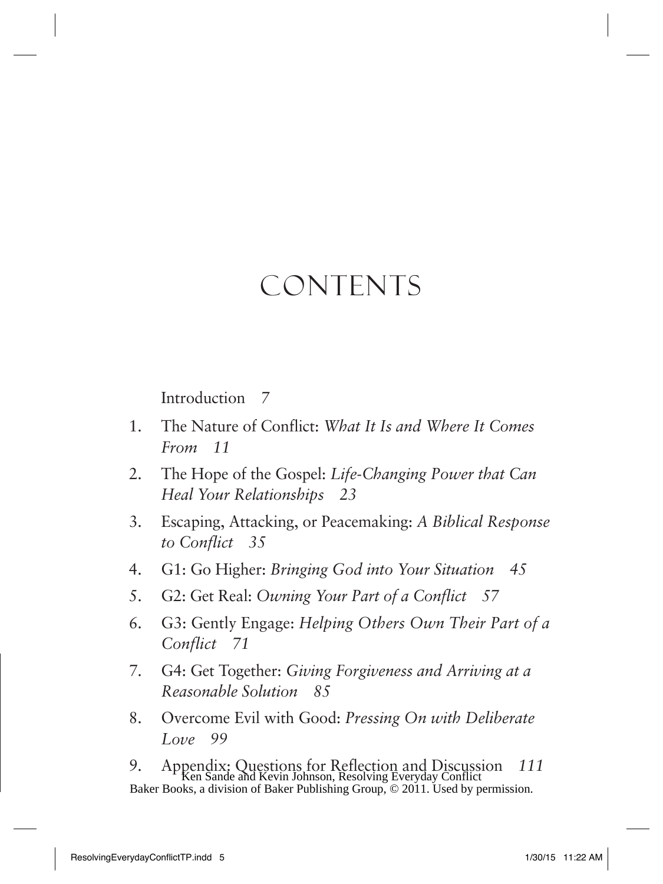# CONTENTS

Introduction 7

1. The Nature of Conflict: *What It Is and Where It Comes From 11*
2. The Hope of the Gospel: *Life-Changing Power that Can Heal Your Relationships 23*
3. Escaping, Attacking, or Peacemaking: *A Biblical Response to Conflict 35*
4. G1: Go Higher: *Bringing God into Your Situation 45*
5. G2: Get Real: *Owning Your Part of a Conflict 57*
6. G3: Gently Engage: *Helping Others Own Their Part of a Conflict 71*
7. G4: Get Together: *Giving Forgiveness and Arriving at a Reasonable Solution 85*
8. Overcome Evil with Good: *Pressing On with Deliberate Love 99*
9. Appendix: Questions for Reflection and Discussion *111*

Ken Sande and Kevin Johnson, Resolving Everyday Conflict
Baker Books, a division of Baker Publishing Group, © 2011. Used by permission.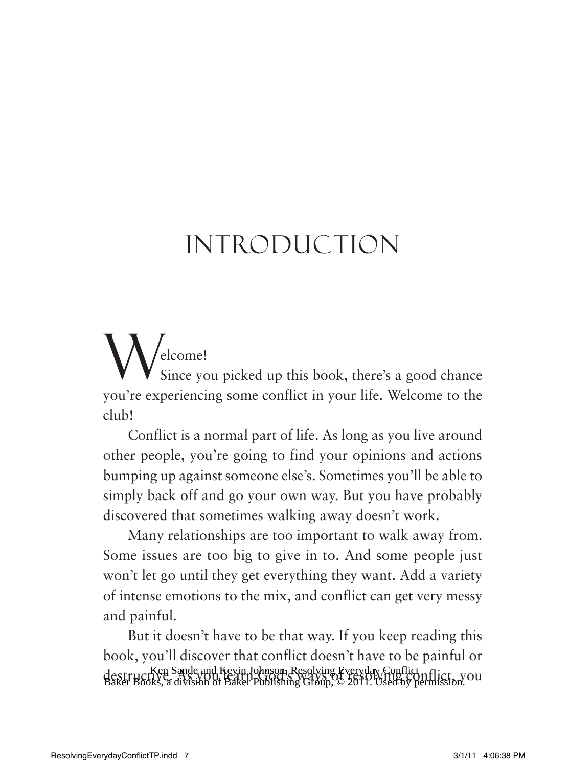# INTRODUCTION

Welcome!

Since you picked up this book, there's a good chance you're experiencing some conflict in your life. Welcome to the club!

Conflict is a normal part of life. As long as you live around other people, you're going to find your opinions and actions bumping up against someone else's. Sometimes you'll be able to simply back off and go your own way. But you have probably discovered that sometimes walking away doesn't work.

Many relationships are too important to walk away from. Some issues are too big to give in to. And some people just won't let go until they get everything they want. Add a variety of intense emotions to the mix, and conflict can get very messy and painful.

But it doesn't have to be that way. If you keep reading this book, you'll discover that conflict doesn't have to be painful or destructive. As you learn God's ways of resolving conflict, you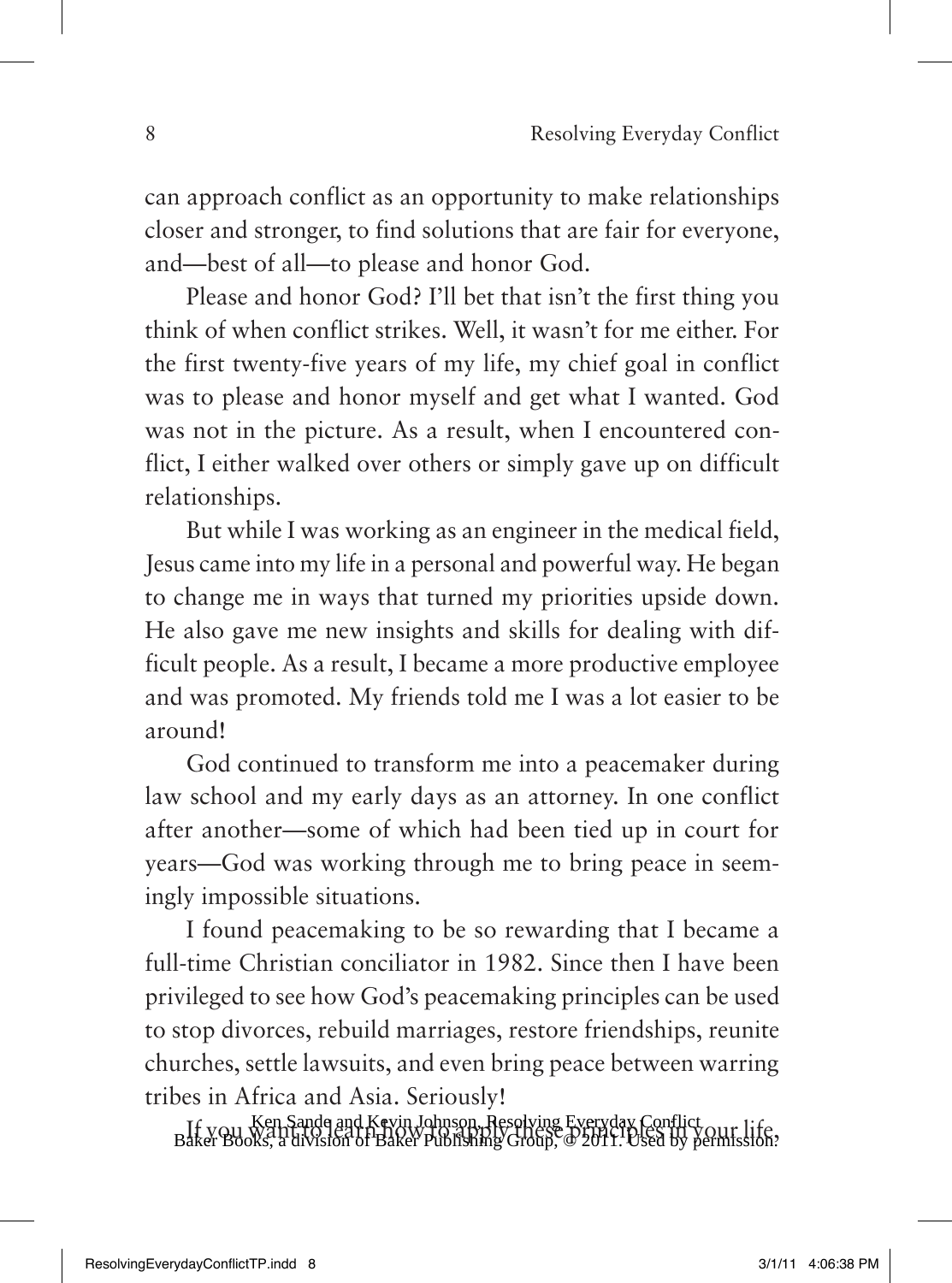can approach conflict as an opportunity to make relationships closer and stronger, to find solutions that are fair for everyone, and—best of all—to please and honor God.

Please and honor God? I'll bet that isn't the first thing you think of when conflict strikes. Well, it wasn't for me either. For the first twenty-five years of my life, my chief goal in conflict was to please and honor myself and get what I wanted. God was not in the picture. As a result, when I encountered conflict, I either walked over others or simply gave up on difficult relationships.

But while I was working as an engineer in the medical field, Jesus came into my life in a personal and powerful way. He began to change me in ways that turned my priorities upside down. He also gave me new insights and skills for dealing with difficult people. As a result, I became a more productive employee and was promoted. My friends told me I was a lot easier to be around!

God continued to transform me into a peacemaker during law school and my early days as an attorney. In one conflict after another—some of which had been tied up in court for years—God was working through me to bring peace in seemingly impossible situations.

I found peacemaking to be so rewarding that I became a full-time Christian conciliator in 1982. Since then I have been privileged to see how God's peacemaking principles can be used to stop divorces, rebuild marriages, restore friendships, reunite churches, settle lawsuits, and even bring peace between warring tribes in Africa and Asia. Seriously!

If you want to learn how to apply these principles in your life,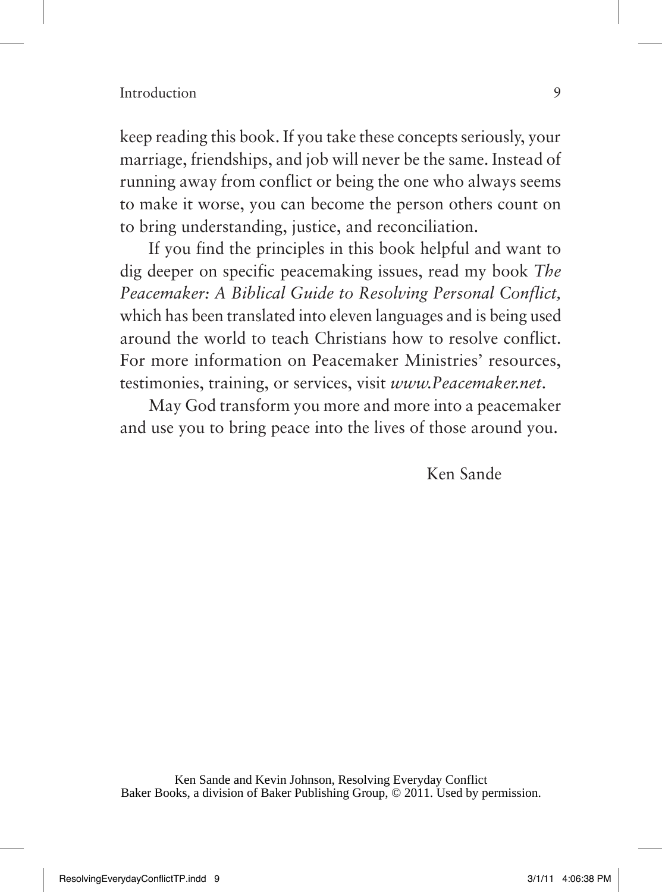keep reading this book. If you take these concepts seriously, your marriage, friendships, and job will never be the same. Instead of running away from conflict or being the one who always seems to make it worse, you can become the person others count on to bring understanding, justice, and reconciliation.

If you find the principles in this book helpful and want to dig deeper on specific peacemaking issues, read my book *The Peacemaker: A Biblical Guide to Resolving Personal Conflict*, which has been translated into eleven languages and is being used around the world to teach Christians how to resolve conflict. For more information on Peacemaker Ministries' resources, testimonies, training, or services, visit *www.Peacemaker.net*.

May God transform you more and more into a peacemaker and use you to bring peace into the lives of those around you.

Ken Sande

Ken Sande and Kevin Johnson, Resolving Everyday Conflict
Baker Books, a division of Baker Publishing Group, © 2011. Used by permission.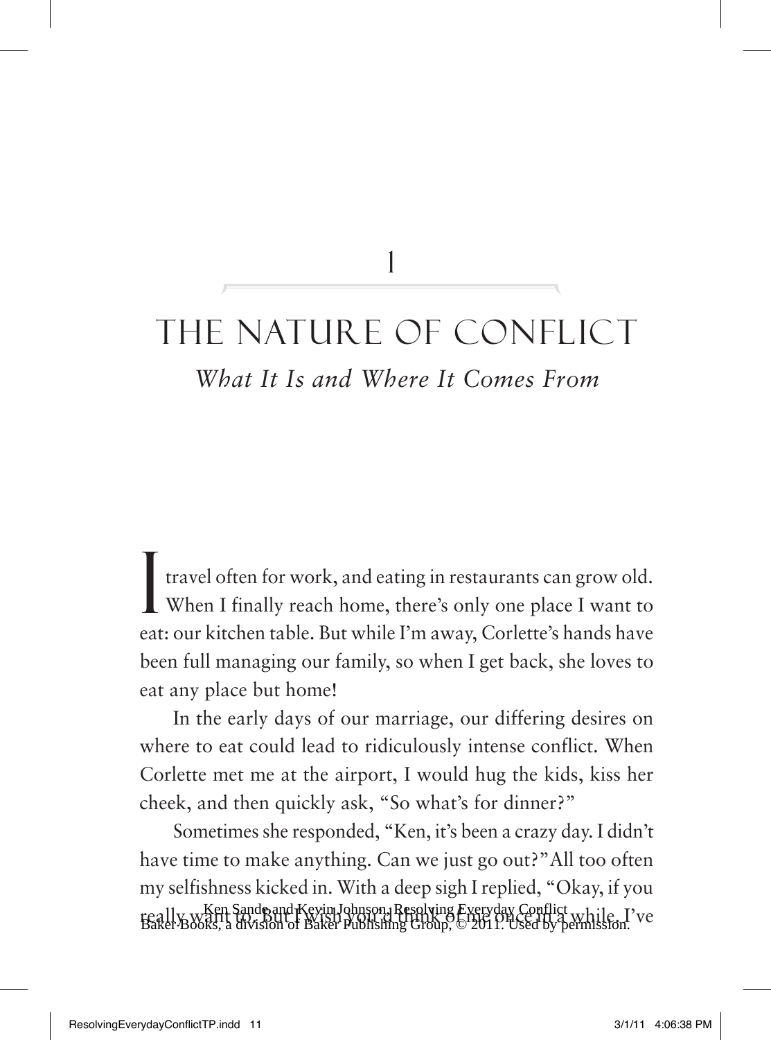# 1

# THE NATURE OF CONFLICT

## *What It Is and Where It Comes From*

I travel often for work, and eating in restaurants can grow old. When I finally reach home, there's only one place I want to eat: our kitchen table. But while I'm away, Corlette's hands have been full managing our family, so when I get back, she loves to eat any place but home!

In the early days of our marriage, our differing desires on where to eat could lead to ridiculously intense conflict. When Corlette met me at the airport, I would hug the kids, kiss her cheek, and then quickly ask, "So what's for dinner?"

Sometimes she responded, "Ken, it's been a crazy day. I didn't have time to make anything. Can we just go out?" All too often my selfishness kicked in. With a deep sigh I replied, "Okay, if you really want to. But I wish you'd think of me once in a while. I've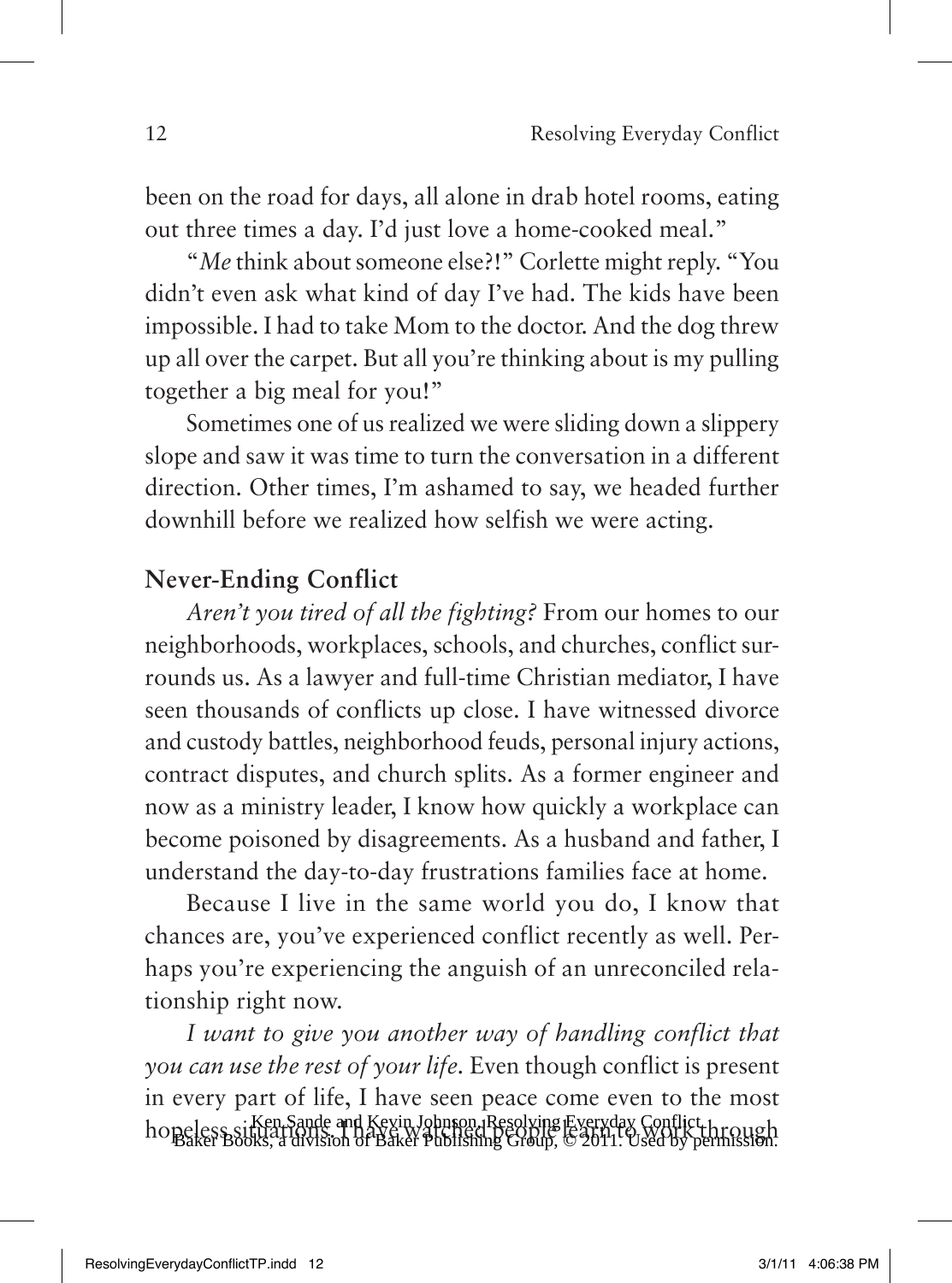been on the road for days, all alone in drab hotel rooms, eating out three times a day. I'd just love a home-cooked meal."

"*Me* think about someone else?!" Corlette might reply. "You didn't even ask what kind of day I've had. The kids have been impossible. I had to take Mom to the doctor. And the dog threw up all over the carpet. But all you're thinking about is my pulling together a big meal for you!"

Sometimes one of us realized we were sliding down a slippery slope and saw it was time to turn the conversation in a different direction. Other times, I'm ashamed to say, we headed further downhill before we realized how selfish we were acting.

**Never-Ending Conflict**

*Aren't you tired of all the fighting?* From our homes to our neighborhoods, workplaces, schools, and churches, conflict surrounds us. As a lawyer and full-time Christian mediator, I have seen thousands of conflicts up close. I have witnessed divorce and custody battles, neighborhood feuds, personal injury actions, contract disputes, and church splits. As a former engineer and now as a ministry leader, I know how quickly a workplace can become poisoned by disagreements. As a husband and father, I understand the day-to-day frustrations families face at home.

Because I live in the same world you do, I know that chances are, you've experienced conflict recently as well. Perhaps you're experiencing the anguish of an unreconciled relationship right now.

*I want to give you another way of handling conflict that you can use the rest of your life.* Even though conflict is present in every part of life, I have seen peace come even to the most hopeless situations. I have watched people learn to work through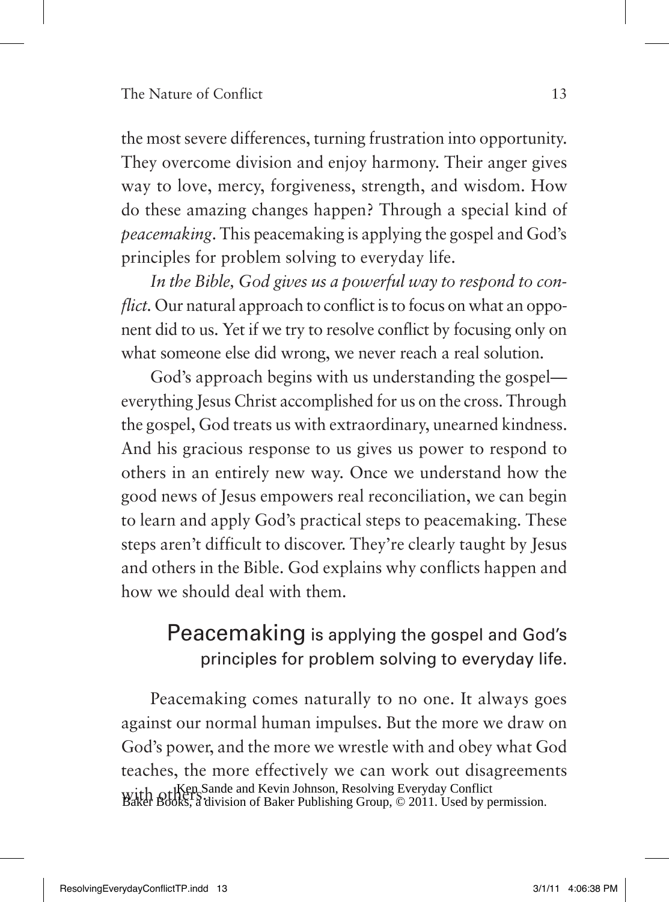the most severe differences, turning frustration into opportunity. They overcome division and enjoy harmony. Their anger gives way to love, mercy, forgiveness, strength, and wisdom. How do these amazing changes happen? Through a special kind of *peacemaking*. This peacemaking is applying the gospel and God's principles for problem solving to everyday life.

*In the Bible, God gives us a powerful way to respond to conflict.* Our natural approach to conflict is to focus on what an opponent did to us. Yet if we try to resolve conflict by focusing only on what someone else did wrong, we never reach a real solution.

God's approach begins with us understanding the gospel—everything Jesus Christ accomplished for us on the cross. Through the gospel, God treats us with extraordinary, unearned kindness. And his gracious response to us gives us power to respond to others in an entirely new way. Once we understand how the good news of Jesus empowers real reconciliation, we can begin to learn and apply God's practical steps to peacemaking. These steps aren't difficult to discover. They're clearly taught by Jesus and others in the Bible. God explains why conflicts happen and how we should deal with them.

> **Peacemaking** is applying the gospel and God's principles for problem solving to everyday life.

Peacemaking comes naturally to no one. It always goes against our normal human impulses. But the more we draw on God's power, and the more we wrestle with and obey what God teaches, the more effectively we can work out disagreements with others.

Ken Sande and Kevin Johnson, Resolving Everyday Conflict
Baker Books, a division of Baker Publishing Group, © 2011. Used by permission.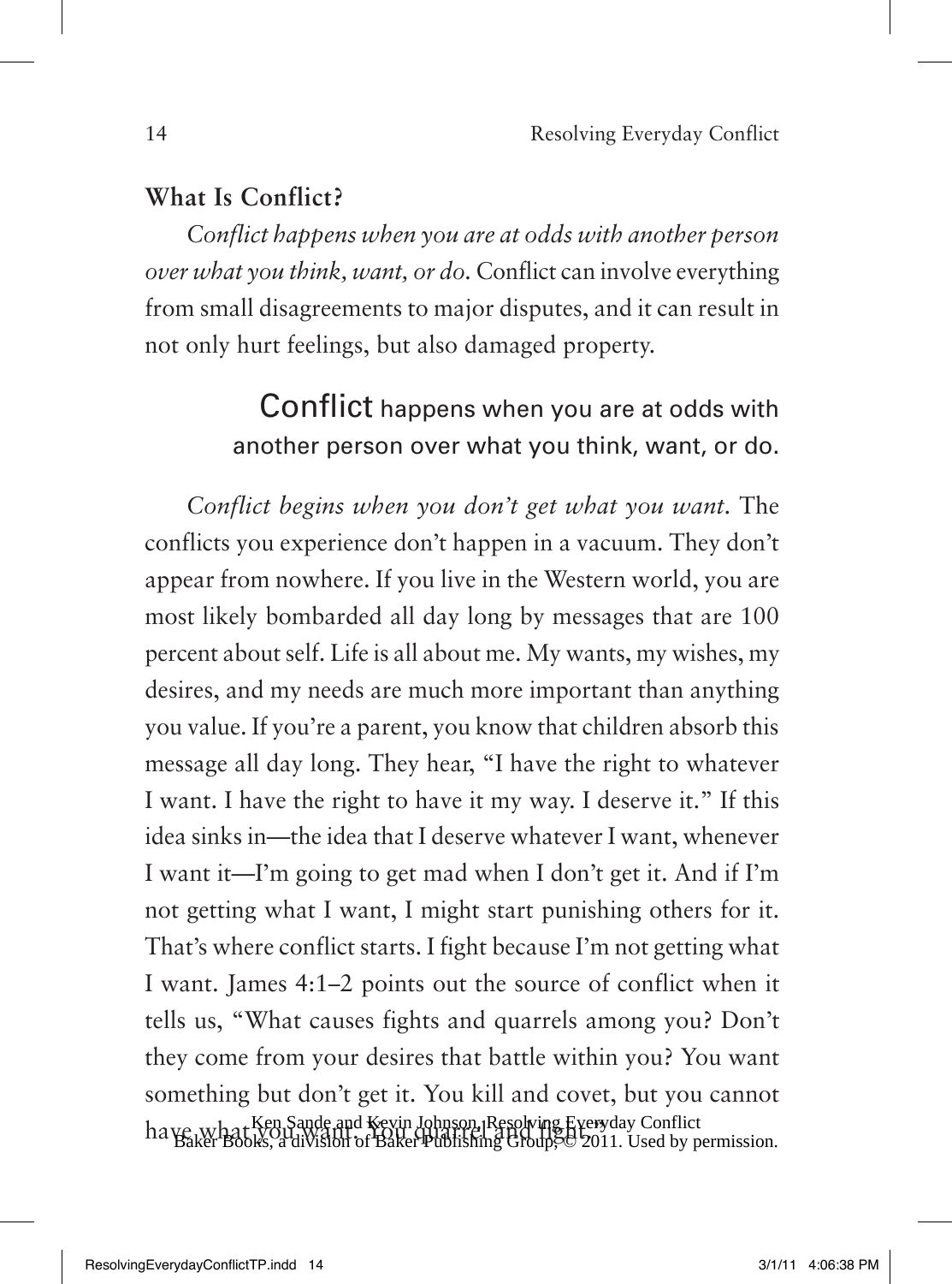## What Is Conflict?

*Conflict happens when you are at odds with another person over what you think, want, or do.* Conflict can involve everything from small disagreements to major disputes, and it can result in not only hurt feelings, but also damaged property.

> Conflict happens when you are at odds with another person over what you think, want, or do.

*Conflict begins when you don't get what you want.* The conflicts you experience don't happen in a vacuum. They don't appear from nowhere. If you live in the Western world, you are most likely bombarded all day long by messages that are 100 percent about self. Life is all about me. My wants, my wishes, my desires, and my needs are much more important than anything you value. If you're a parent, you know that children absorb this message all day long. They hear, "I have the right to whatever I want. I have the right to have it my way. I deserve it." If this idea sinks in—the idea that I deserve whatever I want, whenever I want it—I'm going to get mad when I don't get it. And if I'm not getting what I want, I might start punishing others for it. That's where conflict starts. I fight because I'm not getting what I want. James 4:1–2 points out the source of conflict when it tells us, "What causes fights and quarrels among you? Don't they come from your desires that battle within you? You want something but don't get it. You kill and covet, but you cannot have what you want. You quarrel and fight."

Ken Sande and Kevin Johnson, Resolving Everyday Conflict
Baker Books, a division of Baker Publishing Group, © 2011. Used by permission.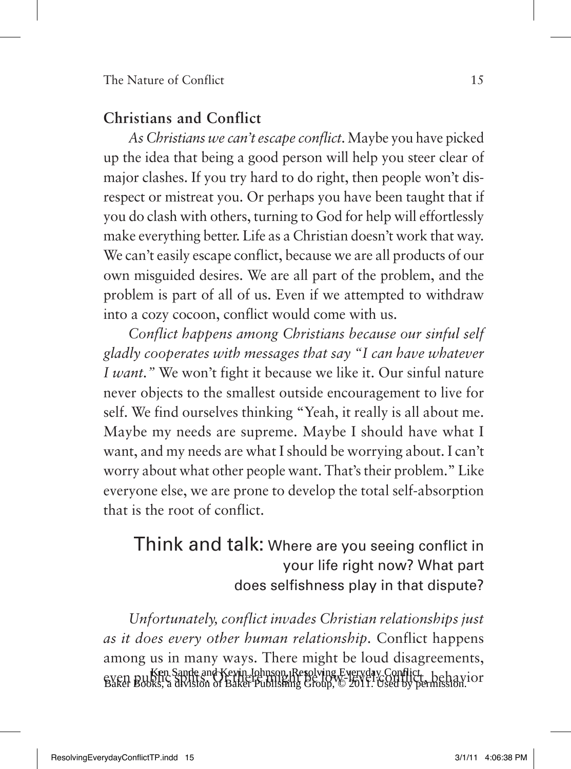## Christians and Conflict

*As Christians we can't escape conflict.* Maybe you have picked up the idea that being a good person will help you steer clear of major clashes. If you try hard to do right, then people won't disrespect or mistreat you. Or perhaps you have been taught that if you do clash with others, turning to God for help will effortlessly make everything better. Life as a Christian doesn't work that way. We can't easily escape conflict, because we are all products of our own misguided desires. We are all part of the problem, and the problem is part of all of us. Even if we attempted to withdraw into a cozy cocoon, conflict would come with us.

*Conflict happens among Christians because our sinful self gladly cooperates with messages that say "I can have whatever I want."* We won't fight it because we like it. Our sinful nature never objects to the smallest outside encouragement to live for self. We find ourselves thinking "Yeah, it really is all about me. Maybe my needs are supreme. Maybe I should have what I want, and my needs are what I should be worrying about. I can't worry about what other people want. That's their problem." Like everyone else, we are prone to develop the total self-absorption that is the root of conflict.

> Think and talk: Where are you seeing conflict in your life right now? What part does selfishness play in that dispute?

*Unfortunately, conflict invades Christian relationships just as it does every other human relationship.* Conflict happens among us in many ways. There might be loud disagreements, even public splits. Or there might be low-level conflict, behavior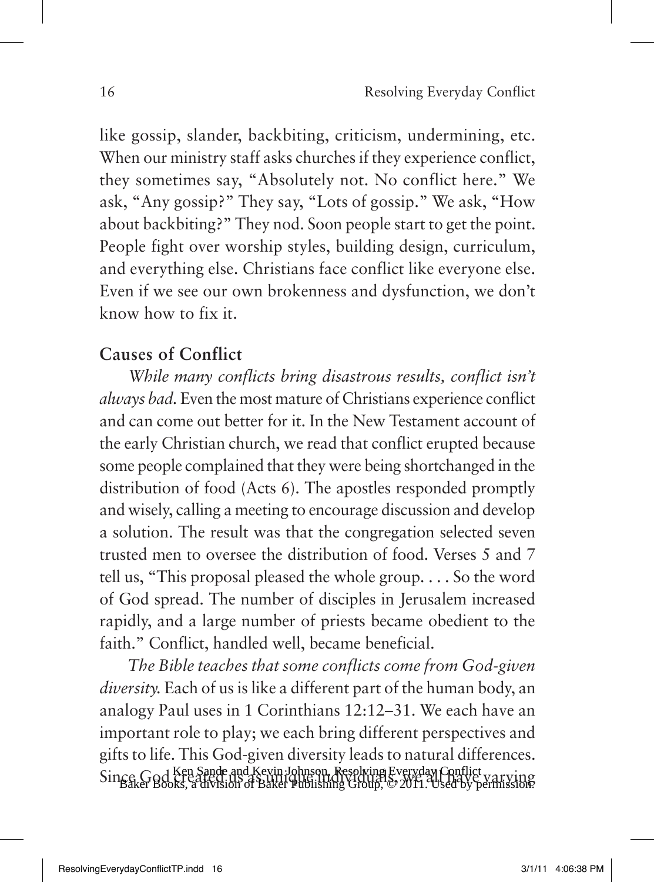like gossip, slander, backbiting, criticism, undermining, etc. When our ministry staff asks churches if they experience conflict, they sometimes say, "Absolutely not. No conflict here." We ask, "Any gossip?" They say, "Lots of gossip." We ask, "How about backbiting?" They nod. Soon people start to get the point. People fight over worship styles, building design, curriculum, and everything else. Christians face conflict like everyone else. Even if we see our own brokenness and dysfunction, we don't know how to fix it.

## Causes of Conflict

*While many conflicts bring disastrous results, conflict isn't always bad.* Even the most mature of Christians experience conflict and can come out better for it. In the New Testament account of the early Christian church, we read that conflict erupted because some people complained that they were being shortchanged in the distribution of food (Acts 6). The apostles responded promptly and wisely, calling a meeting to encourage discussion and develop a solution. The result was that the congregation selected seven trusted men to oversee the distribution of food. Verses 5 and 7 tell us, "This proposal pleased the whole group. . . . So the word of God spread. The number of disciples in Jerusalem increased rapidly, and a large number of priests became obedient to the faith." Conflict, handled well, became beneficial.

*The Bible teaches that some conflicts come from God-given diversity.* Each of us is like a different part of the human body, an analogy Paul uses in 1 Corinthians 12:12–31. We each have an important role to play; we each bring different perspectives and gifts to life. This God-given diversity leads to natural differences. Since God created us as unique individuals, we all have varying

Ken Sande and Kevin Johnson, Resolving Everyday Conflict
Baker Books, a division of Baker Publishing Group, © 2011. Used by permission.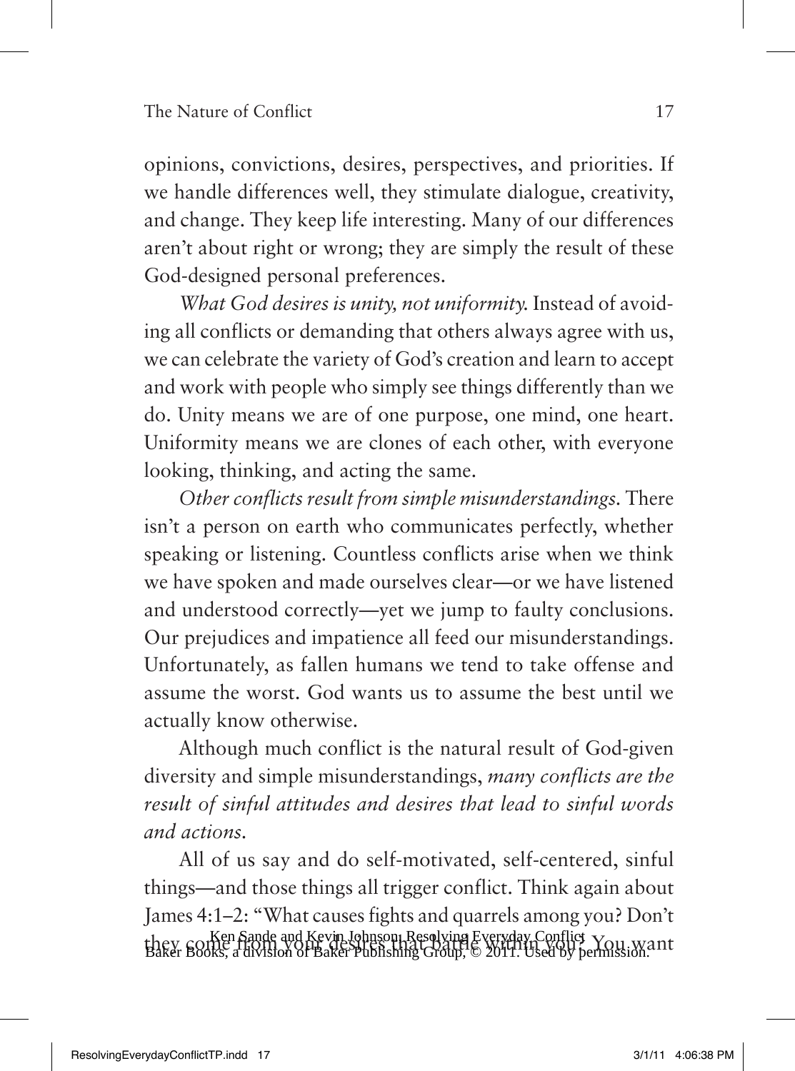opinions, convictions, desires, perspectives, and priorities. If we handle differences well, they stimulate dialogue, creativity, and change. They keep life interesting. Many of our differences aren't about right or wrong; they are simply the result of these God-designed personal preferences.

*What God desires is unity, not uniformity.* Instead of avoiding all conflicts or demanding that others always agree with us, we can celebrate the variety of God's creation and learn to accept and work with people who simply see things differently than we do. Unity means we are of one purpose, one mind, one heart. Uniformity means we are clones of each other, with everyone looking, thinking, and acting the same.

*Other conflicts result from simple misunderstandings.* There isn't a person on earth who communicates perfectly, whether speaking or listening. Countless conflicts arise when we think we have spoken and made ourselves clear—or we have listened and understood correctly—yet we jump to faulty conclusions. Our prejudices and impatience all feed our misunderstandings. Unfortunately, as fallen humans we tend to take offense and assume the worst. God wants us to assume the best until we actually know otherwise.

Although much conflict is the natural result of God-given diversity and simple misunderstandings, *many conflicts are the result of sinful attitudes and desires that lead to sinful words and actions.*

All of us say and do self-motivated, self-centered, sinful things—and those things all trigger conflict. Think again about James 4:1–2: "What causes fights and quarrels among you? Don't they come from your desires that battle within you? You want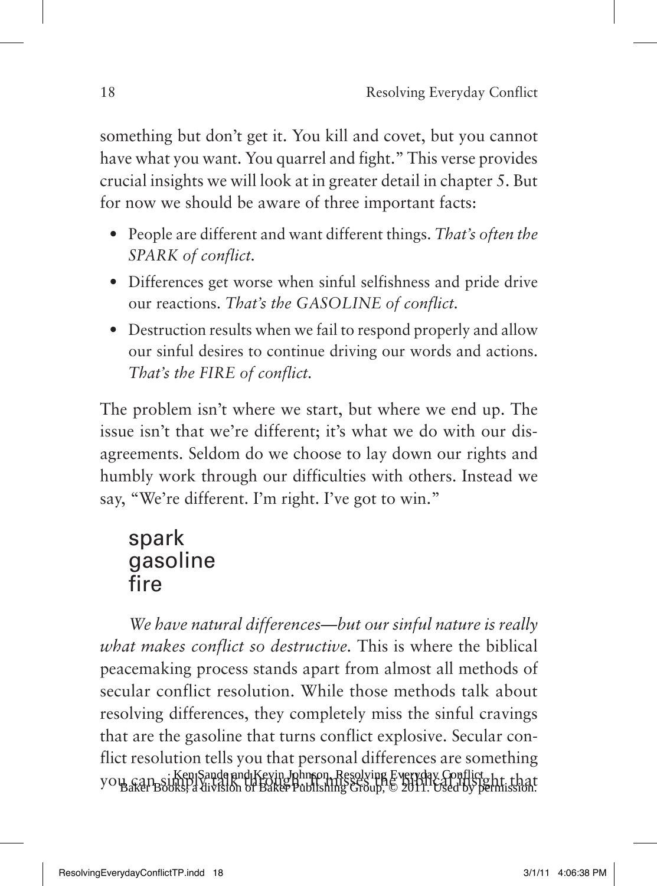something but don't get it. You kill and covet, but you cannot have what you want. You quarrel and fight." This verse provides crucial insights we will look at in greater detail in chapter 5. But for now we should be aware of three important facts:

- People are different and want different things. *That's often the SPARK of conflict.*
- Differences get worse when sinful selfishness and pride drive our reactions. *That's the GASOLINE of conflict.*
- Destruction results when we fail to respond properly and allow our sinful desires to continue driving our words and actions. *That's the FIRE of conflict.*

The problem isn't where we start, but where we end up. The issue isn't that we're different; it's what we do with our disagreements. Seldom do we choose to lay down our rights and humbly work through our difficulties with others. Instead we say, "We're different. I'm right. I've got to win."

spark
gasoline
fire

*We have natural differences—but our sinful nature is really what makes conflict so destructive.* This is where the biblical peacemaking process stands apart from almost all methods of secular conflict resolution. While those methods talk about resolving differences, they completely miss the sinful cravings that are the gasoline that turns conflict explosive. Secular conflict resolution tells you that personal differences are something you can simply talk through. It misses the biblical insight that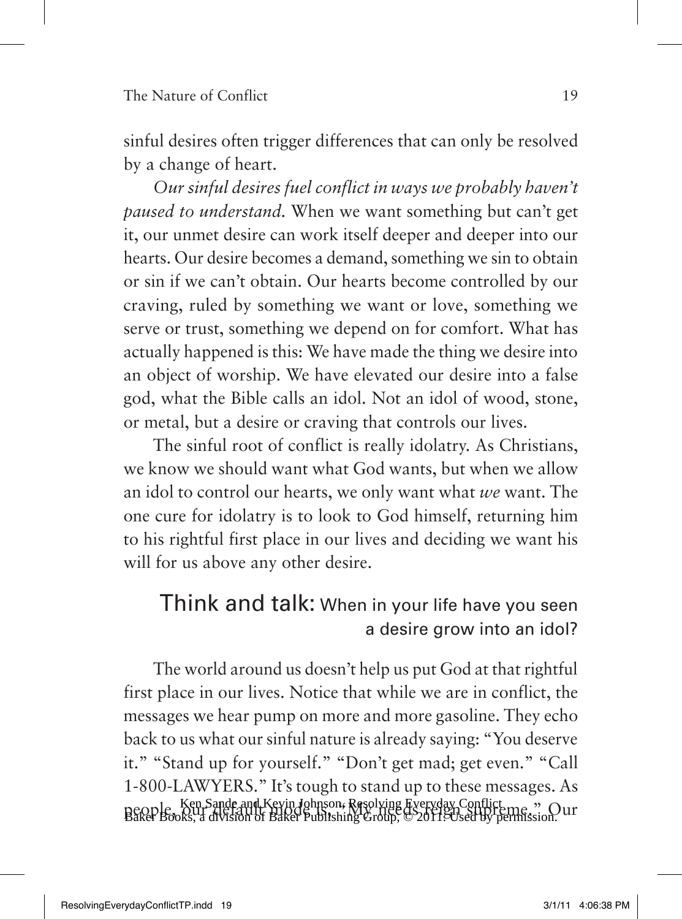sinful desires often trigger differences that can only be resolved by a change of heart.

*Our sinful desires fuel conflict in ways we probably haven't paused to understand.* When we want something but can't get it, our unmet desire can work itself deeper and deeper into our hearts. Our desire becomes a demand, something we sin to obtain or sin if we can't obtain. Our hearts become controlled by our craving, ruled by something we want or love, something we serve or trust, something we depend on for comfort. What has actually happened is this: We have made the thing we desire into an object of worship. We have elevated our desire into a false god, what the Bible calls an idol. Not an idol of wood, stone, or metal, but a desire or craving that controls our lives.

The sinful root of conflict is really idolatry. As Christians, we know we should want what God wants, but when we allow an idol to control our hearts, we only want what *we* want. The one cure for idolatry is to look to God himself, returning him to his rightful first place in our lives and deciding we want his will for us above any other desire.

## Think and talk: When in your life have you seen a desire grow into an idol?

The world around us doesn't help us put God at that rightful first place in our lives. Notice that while we are in conflict, the messages we hear pump on more and more gasoline. They echo back to us what our sinful nature is already saying: "You deserve it." "Stand up for yourself." "Don't get mad; get even." "Call 1-800-LAWYERS." It's tough to stand up to these messages. As people, our default mode is, "My needs reign supreme." Our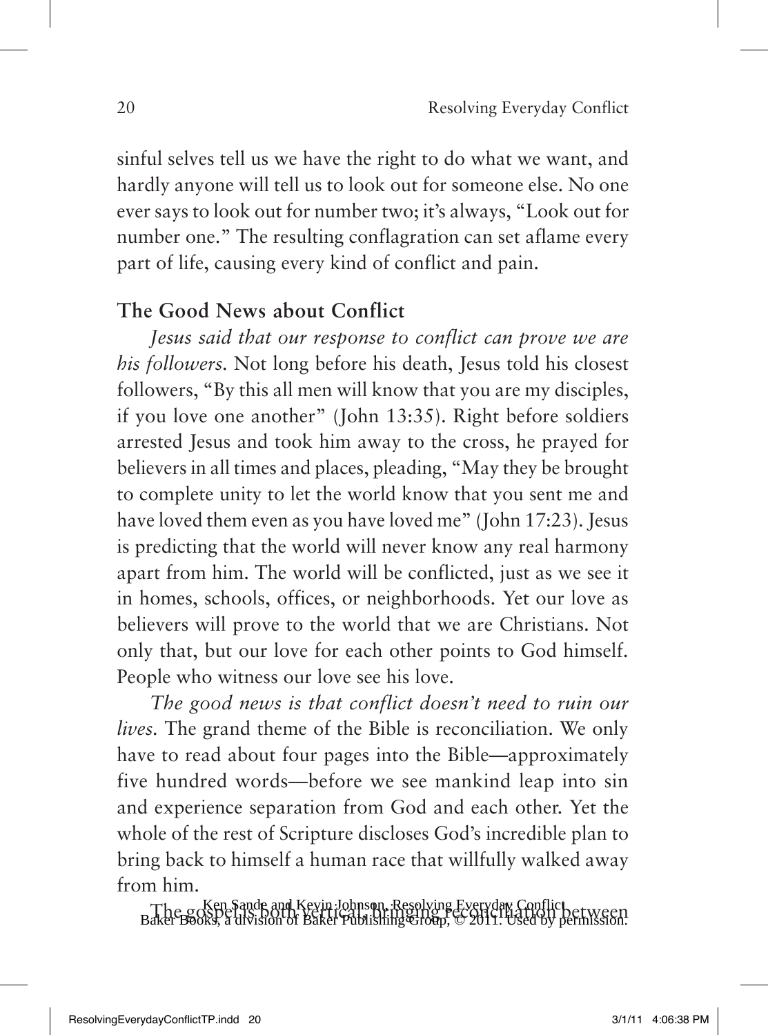sinful selves tell us we have the right to do what we want, and hardly anyone will tell us to look out for someone else. No one ever says to look out for number two; it's always, "Look out for number one." The resulting conflagration can set aflame every part of life, causing every kind of conflict and pain.

### The Good News about Conflict

*Jesus said that our response to conflict can prove we are his followers.* Not long before his death, Jesus told his closest followers, "By this all men will know that you are my disciples, if you love one another" (John 13:35). Right before soldiers arrested Jesus and took him away to the cross, he prayed for believers in all times and places, pleading, "May they be brought to complete unity to let the world know that you sent me and have loved them even as you have loved me" (John 17:23). Jesus is predicting that the world will never know any real harmony apart from him. The world will be conflicted, just as we see it in homes, schools, offices, or neighborhoods. Yet our love as believers will prove to the world that we are Christians. Not only that, but our love for each other points to God himself. People who witness our love see his love.

*The good news is that conflict doesn't need to ruin our lives.* The grand theme of the Bible is reconciliation. We only have to read about four pages into the Bible—approximately five hundred words—before we see mankind leap into sin and experience separation from God and each other. Yet the whole of the rest of Scripture discloses God's incredible plan to bring back to himself a human race that willfully walked away from him.

The gospel is both vertical, bringing reconciliation between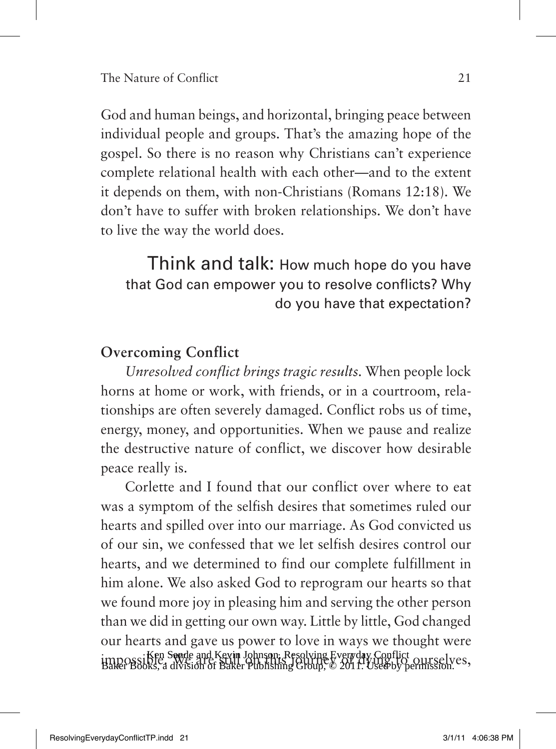God and human beings, and horizontal, bringing peace between individual people and groups. That's the amazing hope of the gospel. So there is no reason why Christians can't experience complete relational health with each other—and to the extent it depends on them, with non-Christians (Romans 12:18). We don't have to suffer with broken relationships. We don't have to live the way the world does.

> Think and talk: How much hope do you have that God can empower you to resolve conflicts? Why do you have that expectation?

**Overcoming Conflict**

*Unresolved conflict brings tragic results.* When people lock horns at home or work, with friends, or in a courtroom, relationships are often severely damaged. Conflict robs us of time, energy, money, and opportunities. When we pause and realize the destructive nature of conflict, we discover how desirable peace really is.

Corlette and I found that our conflict over where to eat was a symptom of the selfish desires that sometimes ruled our hearts and spilled over into our marriage. As God convicted us of our sin, we confessed that we let selfish desires control our hearts, and we determined to find our complete fulfillment in him alone. We also asked God to reprogram our hearts so that we found more joy in pleasing him and serving the other person than we did in getting our own way. Little by little, God changed our hearts and gave us power to love in ways we thought were impossible. We are still on this journey of dying to ourselves,

Ken Sande and Kevin Johnson, Resolving Everyday Conflict
Baker Books, a division of Baker Publishing Group, © 2011. Used by permission.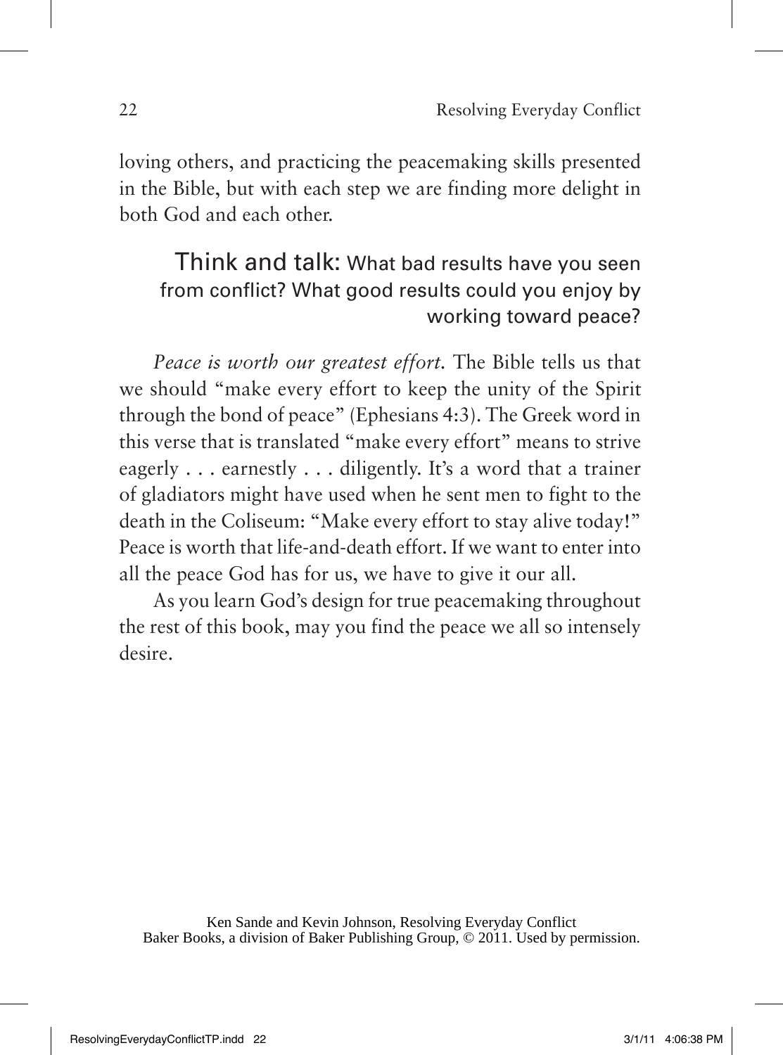loving others, and practicing the peacemaking skills presented in the Bible, but with each step we are finding more delight in both God and each other.

> Think and talk: What bad results have you seen from conflict? What good results could you enjoy by working toward peace?

*Peace is worth our greatest effort.* The Bible tells us that we should "make every effort to keep the unity of the Spirit through the bond of peace" (Ephesians 4:3). The Greek word in this verse that is translated "make every effort" means to strive eagerly . . . earnestly . . . diligently. It's a word that a trainer of gladiators might have used when he sent men to fight to the death in the Coliseum: "Make every effort to stay alive today!" Peace is worth that life-and-death effort. If we want to enter into all the peace God has for us, we have to give it our all.

As you learn God's design for true peacemaking throughout the rest of this book, may you find the peace we all so intensely desire.

Ken Sande and Kevin Johnson, Resolving Everyday Conflict
Baker Books, a division of Baker Publishing Group, © 2011. Used by permission.